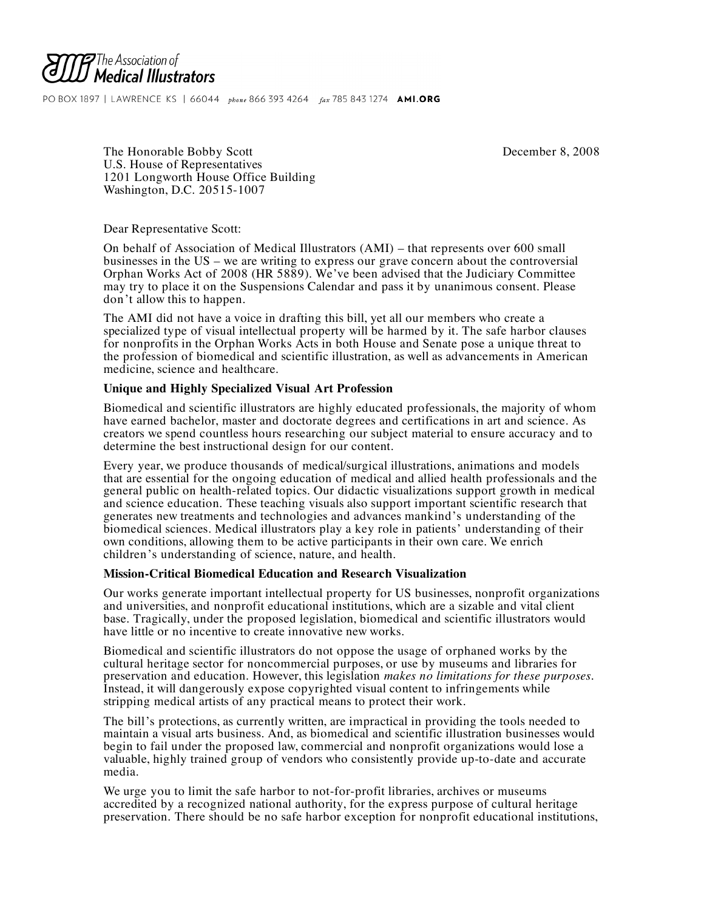The Association of **Medical Illustrators**

PO BOX 1897 | LAWRENCE KS | 66044 *phone* 866 393 4264 *fax* 785 843 1274 **AMI.ORG**

The Honorable Bobby Scott
U.S. House of Representatives
1201 Longworth House Office Building
Washington, D.C. 20515-1007

December 8, 2008

Dear Representative Scott:

On behalf of Association of Medical Illustrators (AMI) – that represents over 600 small businesses in the US – we are writing to express our grave concern about the controversial Orphan Works Act of 2008 (HR 5889). We've been advised that the Judiciary Committee may try to place it on the Suspensions Calendar and pass it by unanimous consent. Please don't allow this to happen.

The AMI did not have a voice in drafting this bill, yet all our members who create a specialized type of visual intellectual property will be harmed by it. The safe harbor clauses for nonprofits in the Orphan Works Acts in both House and Senate pose a unique threat to the profession of biomedical and scientific illustration, as well as advancements in American medicine, science and healthcare.

**Unique and Highly Specialized Visual Art Profession**

Biomedical and scientific illustrators are highly educated professionals, the majority of whom have earned bachelor, master and doctorate degrees and certifications in art and science. As creators we spend countless hours researching our subject material to ensure accuracy and to determine the best instructional design for our content.

Every year, we produce thousands of medical/surgical illustrations, animations and models that are essential for the ongoing education of medical and allied health professionals and the general public on health-related topics. Our didactic visualizations support growth in medical and science education. These teaching visuals also support important scientific research that generates new treatments and technologies and advances mankind's understanding of the biomedical sciences. Medical illustrators play a key role in patients' understanding of their own conditions, allowing them to be active participants in their own care. We enrich children's understanding of science, nature, and health.

**Mission-Critical Biomedical Education and Research Visualization**

Our works generate important intellectual property for US businesses, nonprofit organizations and universities, and nonprofit educational institutions, which are a sizable and vital client base. Tragically, under the proposed legislation, biomedical and scientific illustrators would have little or no incentive to create innovative new works.

Biomedical and scientific illustrators do not oppose the usage of orphaned works by the cultural heritage sector for noncommercial purposes, or use by museums and libraries for preservation and education. However, this legislation *makes no limitations for these purposes*. Instead, it will dangerously expose copyrighted visual content to infringements while stripping medical artists of any practical means to protect their work.

The bill's protections, as currently written, are impractical in providing the tools needed to maintain a visual arts business. And, as biomedical and scientific illustration businesses would begin to fail under the proposed law, commercial and nonprofit organizations would lose a valuable, highly trained group of vendors who consistently provide up-to-date and accurate media.

We urge you to limit the safe harbor to not-for-profit libraries, archives or museums accredited by a recognized national authority, for the express purpose of cultural heritage preservation. There should be no safe harbor exception for nonprofit educational institutions,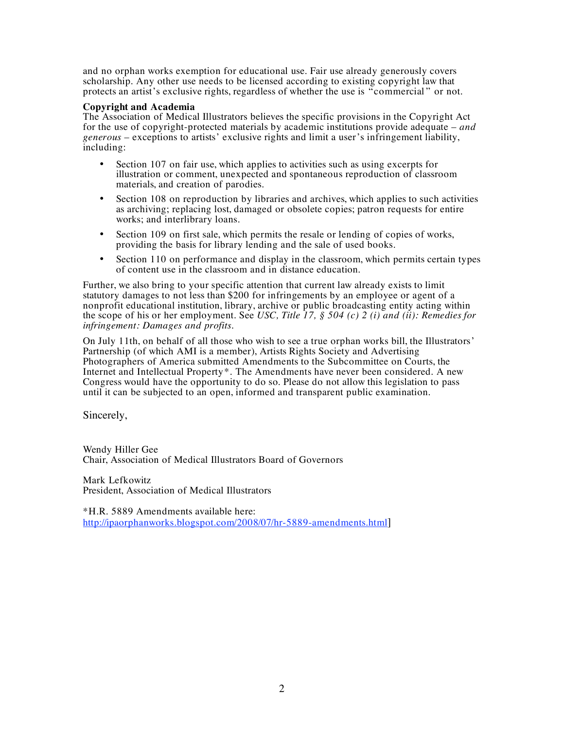and no orphan works exemption for educational use. Fair use already generously covers scholarship. Any other use needs to be licensed according to existing copyright law that protects an artist's exclusive rights, regardless of whether the use is "commercial" or not.

**Copyright and Academia**

The Association of Medical Illustrators believes the specific provisions in the Copyright Act for the use of copyright-protected materials by academic institutions provide adequate – *and generous* – exceptions to artists' exclusive rights and limit a user's infringement liability, including:

- Section 107 on fair use, which applies to activities such as using excerpts for illustration or comment, unexpected and spontaneous reproduction of classroom materials, and creation of parodies.
- Section 108 on reproduction by libraries and archives, which applies to such activities as archiving; replacing lost, damaged or obsolete copies; patron requests for entire works; and interlibrary loans.
- Section 109 on first sale, which permits the resale or lending of copies of works, providing the basis for library lending and the sale of used books.
- Section 110 on performance and display in the classroom, which permits certain types of content use in the classroom and in distance education.

Further, we also bring to your specific attention that current law already exists to limit statutory damages to not less than $200 for infringements by an employee or agent of a nonprofit educational institution, library, archive or public broadcasting entity acting within the scope of his or her employment. See *USC, Title 17, § 504 (c) 2 (i) and (ii): Remedies for infringement: Damages and profits.*

On July 11th, on behalf of all those who wish to see a true orphan works bill, the Illustrators' Partnership (of which AMI is a member), Artists Rights Society and Advertising Photographers of America submitted Amendments to the Subcommittee on Courts, the Internet and Intellectual Property*. The Amendments have never been considered. A new Congress would have the opportunity to do so. Please do not allow this legislation to pass until it can be subjected to an open, informed and transparent public examination.

Sincerely,

Wendy Hiller Gee
Chair, Association of Medical Illustrators Board of Governors

Mark Lefkowitz
President, Association of Medical Illustrators

*H.R. 5889 Amendments available here:
http://ipaorphanworks.blogspot.com/2008/07/hr-5889-amendments.html]